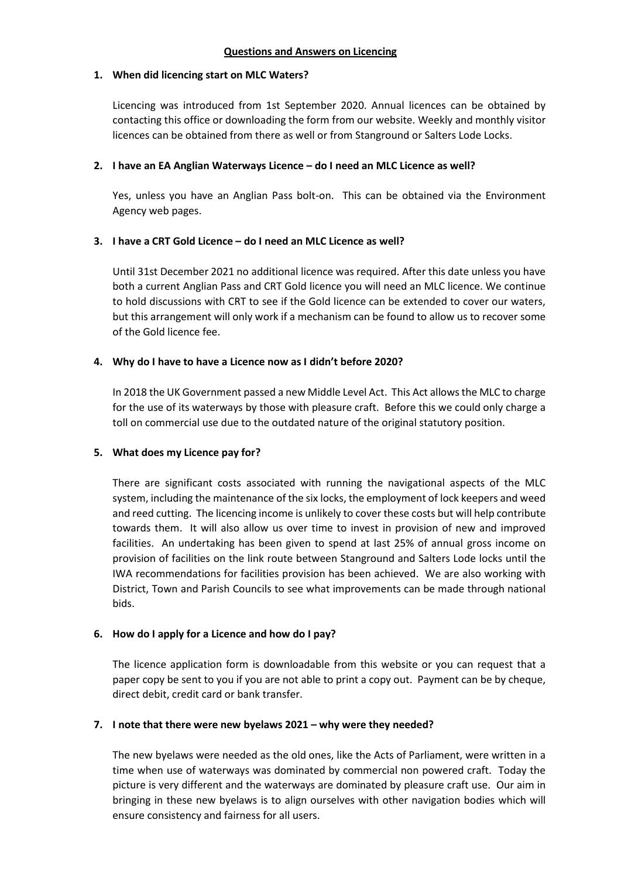# Questions and Answers on Licencing

**1. When did licencing start on MLC Waters?**

Licencing was introduced from 1st September 2020. Annual licences can be obtained by contacting this office or downloading the form from our website. Weekly and monthly visitor licences can be obtained from there as well or from Stanground or Salters Lode Locks.

**2. I have an EA Anglian Waterways Licence – do I need an MLC Licence as well?**

Yes, unless you have an Anglian Pass bolt-on. This can be obtained via the Environment Agency web pages.

**3. I have a CRT Gold Licence – do I need an MLC Licence as well?**

Until 31st December 2021 no additional licence was required. After this date unless you have both a current Anglian Pass and CRT Gold licence you will need an MLC licence. We continue to hold discussions with CRT to see if the Gold licence can be extended to cover our waters, but this arrangement will only work if a mechanism can be found to allow us to recover some of the Gold licence fee.

**4. Why do I have to have a Licence now as I didn't before 2020?**

In 2018 the UK Government passed a new Middle Level Act. This Act allows the MLC to charge for the use of its waterways by those with pleasure craft. Before this we could only charge a toll on commercial use due to the outdated nature of the original statutory position.

**5. What does my Licence pay for?**

There are significant costs associated with running the navigational aspects of the MLC system, including the maintenance of the six locks, the employment of lock keepers and weed and reed cutting. The licencing income is unlikely to cover these costs but will help contribute towards them. It will also allow us over time to invest in provision of new and improved facilities. An undertaking has been given to spend at last 25% of annual gross income on provision of facilities on the link route between Stanground and Salters Lode locks until the IWA recommendations for facilities provision has been achieved. We are also working with District, Town and Parish Councils to see what improvements can be made through national bids.

**6. How do I apply for a Licence and how do I pay?**

The licence application form is downloadable from this website or you can request that a paper copy be sent to you if you are not able to print a copy out. Payment can be by cheque, direct debit, credit card or bank transfer.

**7. I note that there were new byelaws 2021 – why were they needed?**

The new byelaws were needed as the old ones, like the Acts of Parliament, were written in a time when use of waterways was dominated by commercial non powered craft. Today the picture is very different and the waterways are dominated by pleasure craft use. Our aim in bringing in these new byelaws is to align ourselves with other navigation bodies which will ensure consistency and fairness for all users.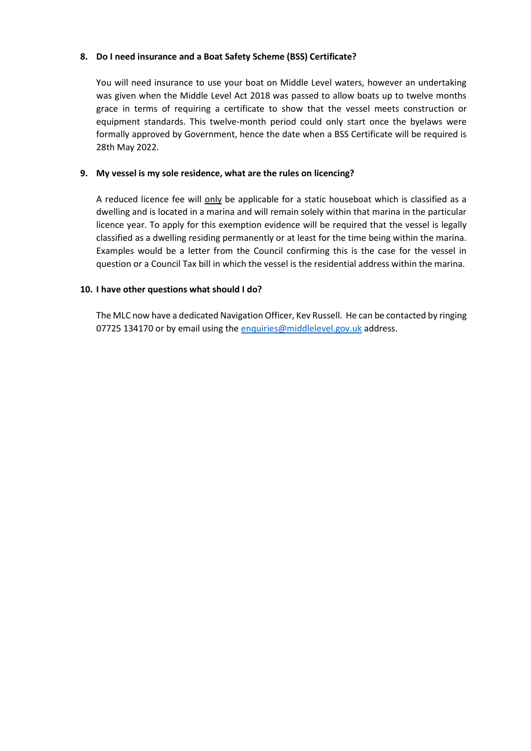**8. Do I need insurance and a Boat Safety Scheme (BSS) Certificate?**

You will need insurance to use your boat on Middle Level waters, however an undertaking was given when the Middle Level Act 2018 was passed to allow boats up to twelve months grace in terms of requiring a certificate to show that the vessel meets construction or equipment standards. This twelve-month period could only start once the byelaws were formally approved by Government, hence the date when a BSS Certificate will be required is 28th May 2022.

**9. My vessel is my sole residence, what are the rules on licencing?**

A reduced licence fee will <u>only</u> be applicable for a static houseboat which is classified as a dwelling and is located in a marina and will remain solely within that marina in the particular licence year. To apply for this exemption evidence will be required that the vessel is legally classified as a dwelling residing permanently or at least for the time being within the marina. Examples would be a letter from the Council confirming this is the case for the vessel in question or a Council Tax bill in which the vessel is the residential address within the marina.

**10. I have other questions what should I do?**

The MLC now have a dedicated Navigation Officer, Kev Russell. He can be contacted by ringing 07725 134170 or by email using the enquiries@middlelevel.gov.uk address.